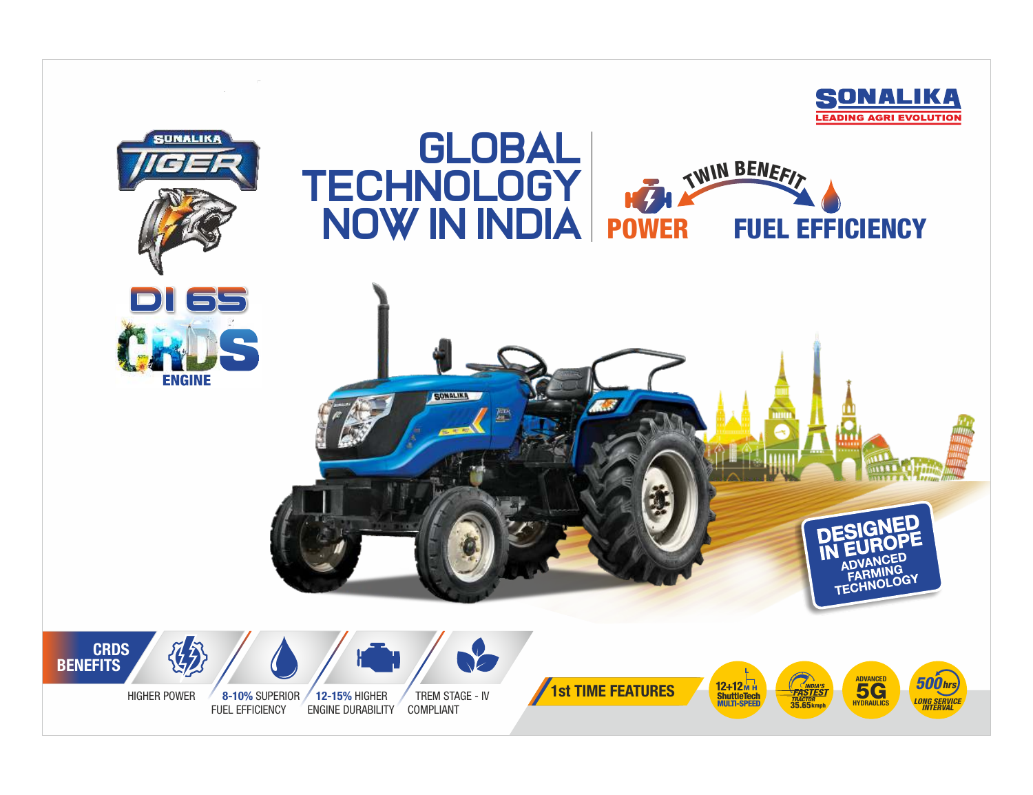# SONALIKA

LEADING AGRI EVOLUTION

SONALIKA TIGER

DI 65

CRDS ENGINE

# GLOBAL TECHNOLOGY NOW IN INDIA

TWIN BENEFIT

**POWER** — **FUEL EFFICIENCY**

**DESIGNED IN EUROPE**

ADVANCED FARMING TECHNOLOGY

## CRDS BENEFITS

- HIGHER POWER
- **8-10%** SUPERIOR FUEL EFFICIENCY
- **12-15%** HIGHER ENGINE DURABILITY
- TREM STAGE - IV COMPLIANT

## 1st TIME FEATURES

- 12+12 M H ShuttleTech MULTI-SPEED
- INDIA'S FASTEST TRACTOR 35.65kmph
- ADVANCED 5G HYDRAULICS
- 500hrs LONG SERVICE INTERVAL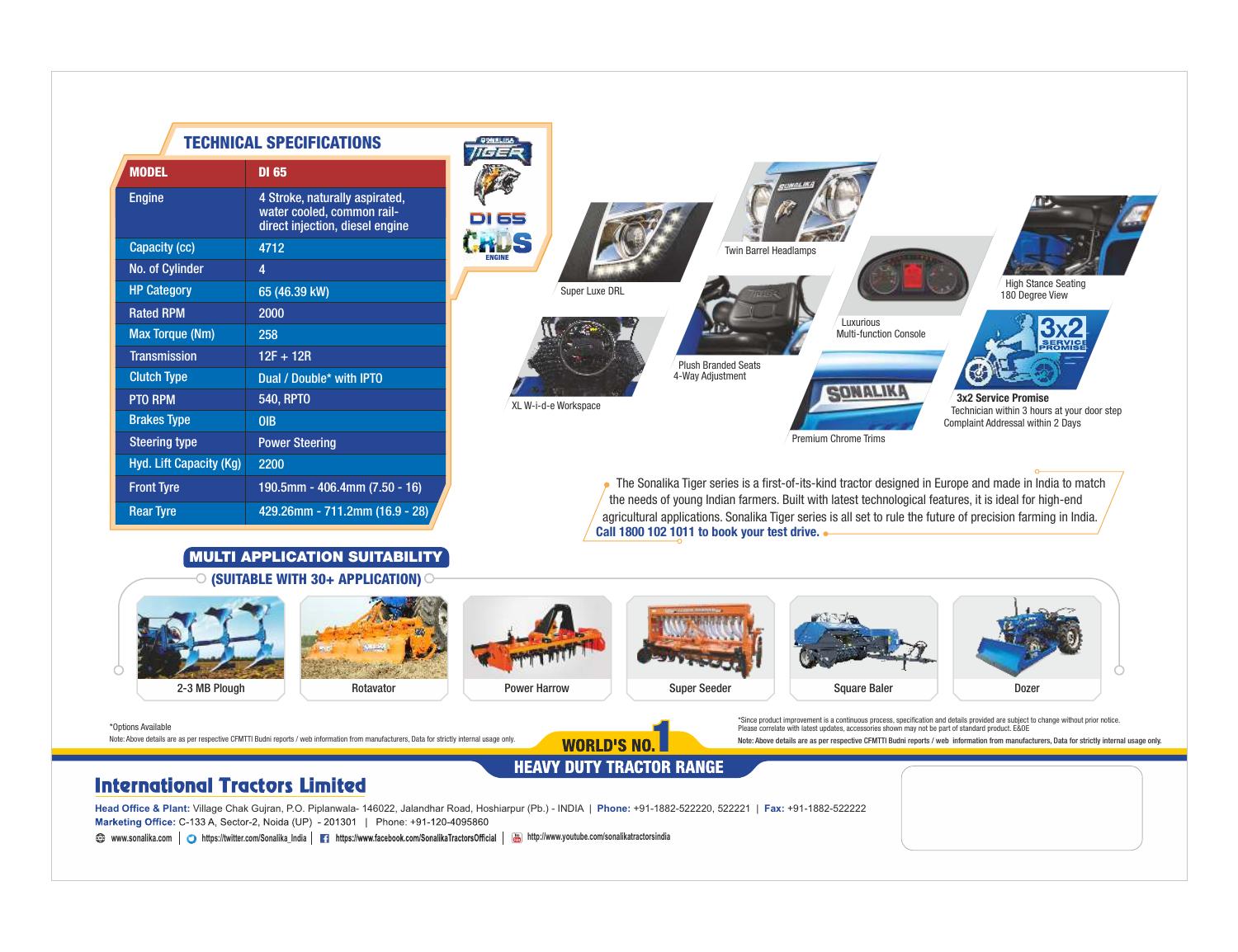## TECHNICAL SPECIFICATIONS

| MODEL | DI 65 |
|---|---|
| Engine | 4 Stroke, naturally aspirated, water cooled, common rail-direct injection, diesel engine |
| Capacity (cc) | 4712 |
| No. of Cylinder | 4 |
| HP Category | 65 (46.39 kW) |
| Rated RPM | 2000 |
| Max Torque (Nm) | 258 |
| Transmission | 12F + 12R |
| Clutch Type | Dual / Double* with IPTO |
| PTO RPM | 540, RPTO |
| Brakes Type | OIB |
| Steering type | Power Steering |
| Hyd. Lift Capacity (Kg) | 2200 |
| Front Tyre | 190.5mm - 406.4mm (7.50 - 16) |
| Rear Tyre | 429.26mm - 711.2mm (16.9 - 28) |

SONALIKA TIGER DI 65 CRDS ENGINE

Super Luxe DRL

Twin Barrel Headlamps

Luxurious Multi-function Console

High Stance Seating 180 Degree View

XL W-i-d-e Workspace

Plush Branded Seats 4-Way Adjustment

Premium Chrome Trims

**3x2 Service Promise**
Technician within 3 hours at your door step
Complaint Addressal within 2 Days

The Sonalika Tiger series is a first-of-its-kind tractor designed in Europe and made in India to match the needs of young Indian farmers. Built with latest technological features, it is ideal for high-end agricultural applications. Sonalika Tiger series is all set to rule the future of precision farming in India.
**Call 1800 102 1011 to book your test drive.**

## MULTI APPLICATION SUITABILITY
### (SUITABLE WITH 30+ APPLICATION)

2-3 MB Plough | Rotavator | Power Harrow | Super Seeder | Square Baler | Dozer

*Options Available
Note: Above details are as per respective CFMTTI Budni reports / web information from manufacturers, Data for strictly internal usage only.

*Since product improvement is a continuous process, specification and details provided are subject to change without prior notice. Please correlate with latest updates, accessories shown may not be part of standard product. E&OE
**Note: Above details are as per respective CFMTTI Budni reports / web information from manufacturers, Data for strictly internal usage only.**

**WORLD'S NO. 1**
**HEAVY DUTY TRACTOR RANGE**

## International Tractors Limited

**Head Office & Plant:** Village Chak Gujran, P.O. Piplanwala- 146022, Jalandhar Road, Hoshiarpur (Pb.) - INDIA | **Phone:** +91-1882-522220, 522221 | **Fax:** +91-1882-522222
**Marketing Office:** C-133 A, Sector-2, Noida (UP) - 201301 | Phone: +91-120-4095860

www.sonalika.com | https://twitter.com/Sonalika_India | https://www.facebook.com/SonalikaTractorsOfficial | http://www.youtube.com/sonalikatractorsindia